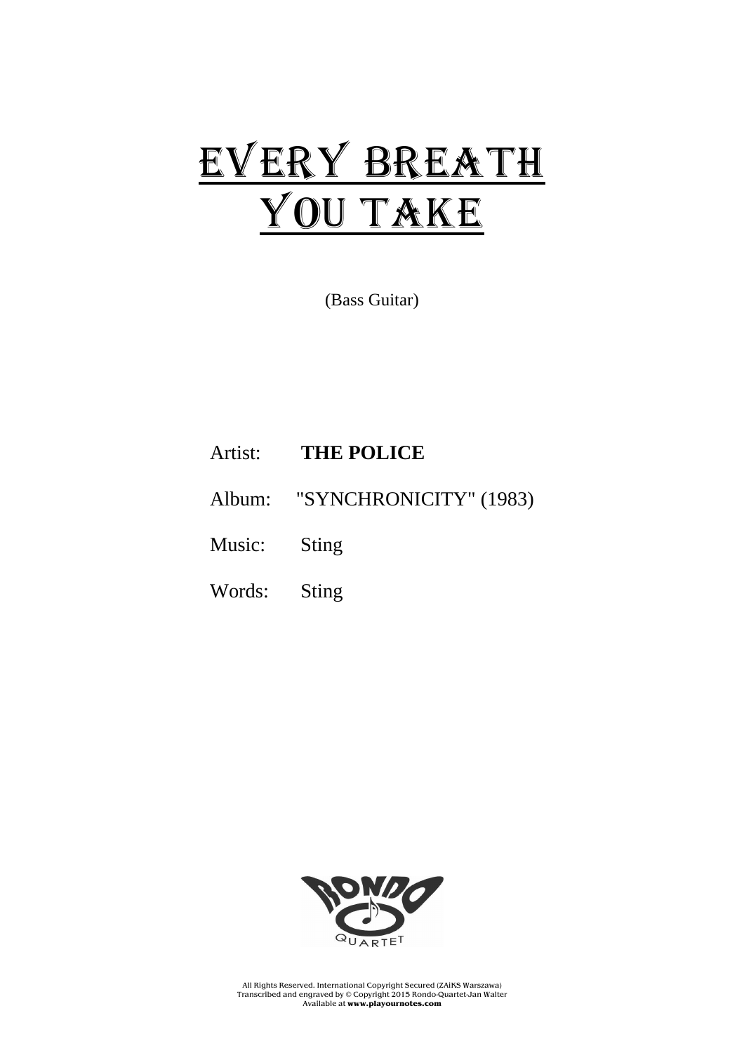# EVERY BREATH YOU TAKE

(Bass Guitar)

Artist: **THE POLICE**

Album: "SYNCHRONICITY" (1983)

Music: Sting

Words: Sting

RONDO QUARTET

All Rights Reserved. International Copyright Secured (ZAiKS Warszawa)
Transcribed and engraved by © Copyright 2015 Rondo-Quartet-Jan Walter
Available at **www.playournotes.com**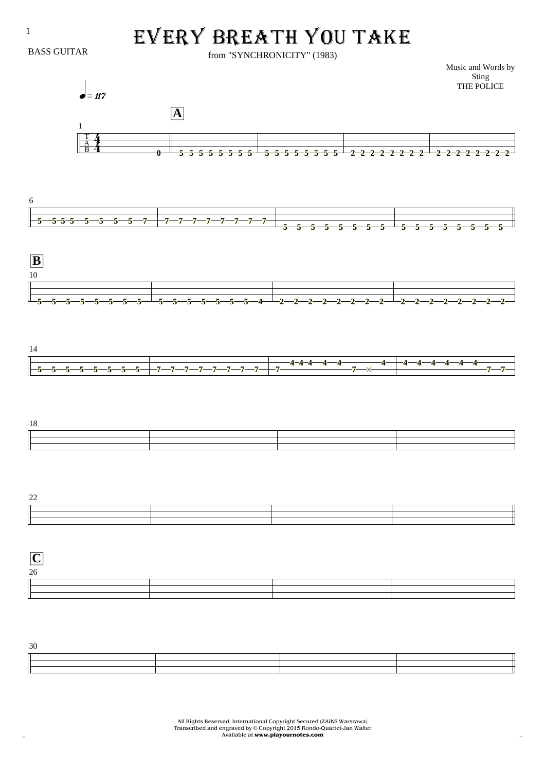# EVERY BREATH YOU TAKE

BASS GUITAR

from "SYNCHRONICITY" (1983)

Music and Words by
Sting
THE POLICE

♩= 117

A

B

C

All Rights Reserved. International Copyright Secured (ZAiKS Warszawa)
Transcribed and engraved by © Copyright 2015 Rondo-Quartet-Jan Walter
Available at **www.playournotes.com**